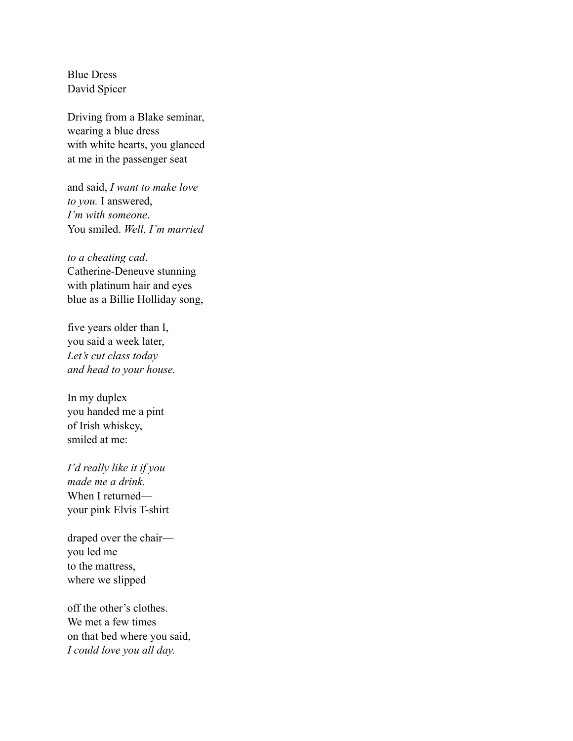Blue Dress
David Spicer

Driving from a Blake seminar,
wearing a blue dress
with white hearts, you glanced
at me in the passenger seat

and said, *I want to make love*
*to you.* I answered,
*I'm with someone*.
You smiled. *Well, I'm married*

*to a cheating cad*.
Catherine-Deneuve stunning
with platinum hair and eyes
blue as a Billie Holliday song,

five years older than I,
you said a week later,
*Let's cut class today*
*and head to your house.*

In my duplex
you handed me a pint
of Irish whiskey,
smiled at me:

*I'd really like it if you*
*made me a drink.*
When I returned—
your pink Elvis T-shirt

draped over the chair—
you led me
to the mattress,
where we slipped

off the other's clothes.
We met a few times
on that bed where you said,
*I could love you all day.*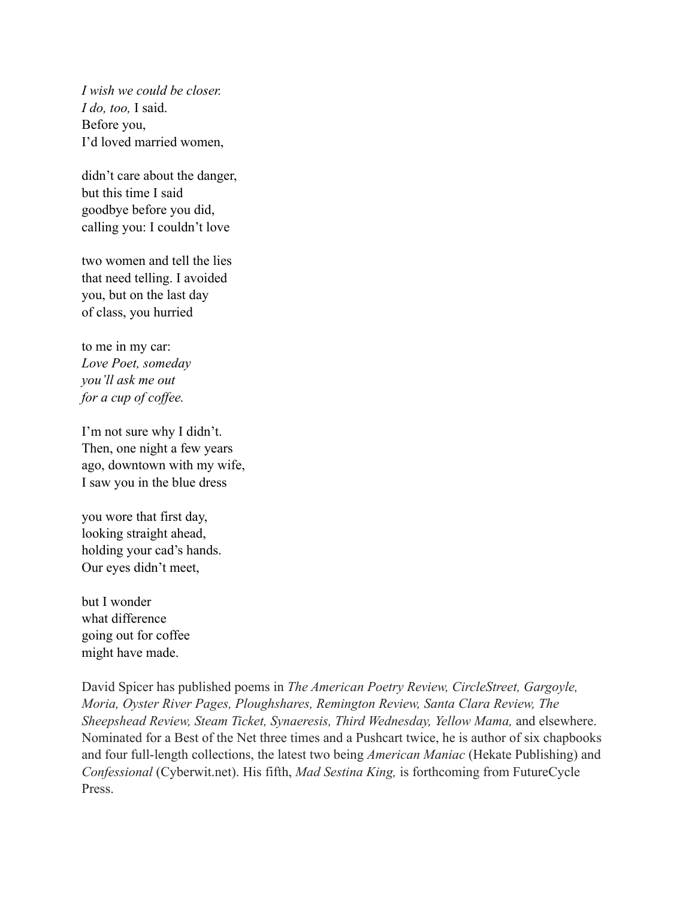*I wish we could be closer.*  
*I do, too,* I said.  
Before you,  
I'd loved married women,

didn't care about the danger,  
but this time I said  
goodbye before you did,  
calling you: I couldn't love

two women and tell the lies  
that need telling. I avoided  
you, but on the last day  
of class, you hurried

to me in my car:  
*Love Poet, someday*  
*you'll ask me out*  
*for a cup of coffee.*

I'm not sure why I didn't.  
Then, one night a few years  
ago, downtown with my wife,  
I saw you in the blue dress

you wore that first day,  
looking straight ahead,  
holding your cad's hands.  
Our eyes didn't meet,

but I wonder  
what difference  
going out for coffee  
might have made.

David Spicer has published poems in *The American Poetry Review, CircleStreet, Gargoyle, Moria, Oyster River Pages, Ploughshares, Remington Review, Santa Clara Review, The Sheepshead Review, Steam Ticket, Synaeresis, Third Wednesday, Yellow Mama,* and elsewhere. Nominated for a Best of the Net three times and a Pushcart twice, he is author of six chapbooks and four full-length collections, the latest two being *American Maniac* (Hekate Publishing) and *Confessional* (Cyberwit.net). His fifth, *Mad Sestina King,* is forthcoming from FutureCycle Press.